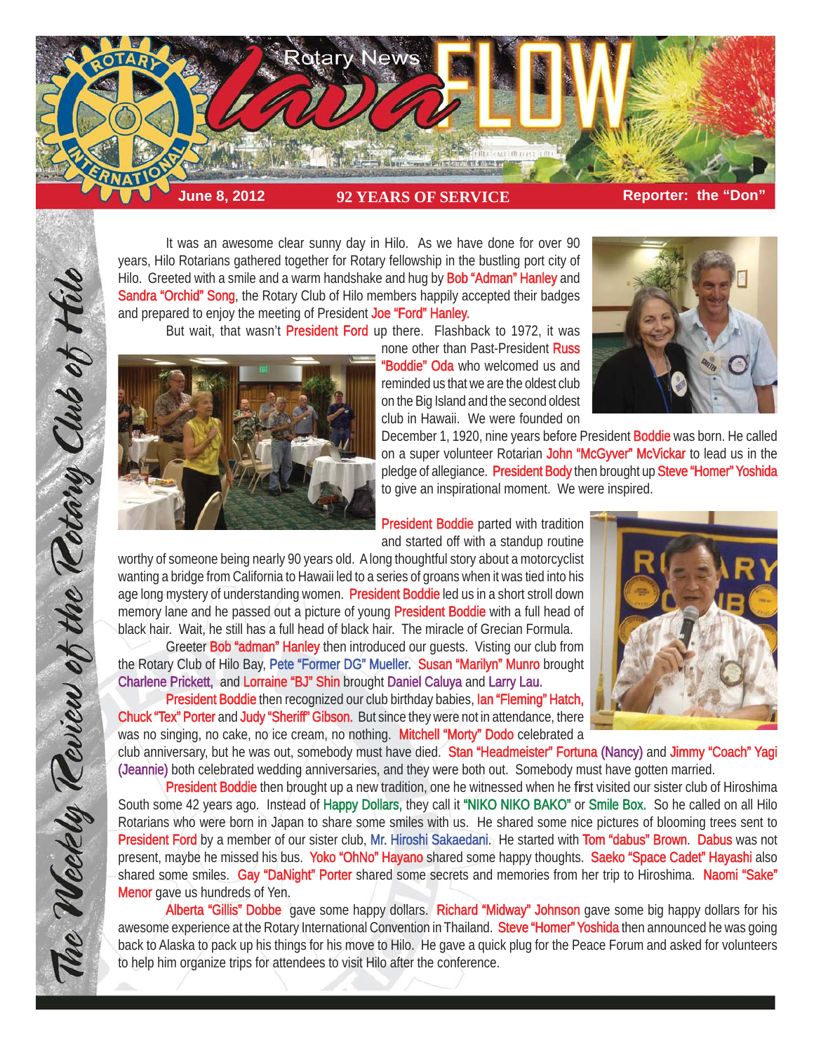# Rotary News lava FLOW

**June 8, 2012** | **92 YEARS OF SERVICE** | **Reporter: the "Don"**

*The Weekly Review of the Rotary Club of Hilo*

It was an awesome clear sunny day in Hilo. As we have done for over 90 years, Hilo Rotarians gathered together for Rotary fellowship in the bustling port city of Hilo. Greeted with a smile and a warm handshake and hug by Bob "Adman" Hanley and Sandra "Orchid" Song, the Rotary Club of Hilo members happily accepted their badges and prepared to enjoy the meeting of President Joe "Ford" Hanley.

But wait, that wasn't President Ford up there. Flashback to 1972, it was none other than Past-President Russ "Boddie" Oda who welcomed us and reminded us that we are the oldest club on the Big Island and the second oldest club in Hawaii. We were founded on December 1, 1920, nine years before President Boddie was born. He called on a super volunteer Rotarian John "McGyver" McVickar to lead us in the pledge of allegiance. President Body then brought up Steve "Homer" Yoshida to give an inspirational moment. We were inspired.

President Boddie parted with tradition and started off with a standup routine worthy of someone being nearly 90 years old. A long thoughtful story about a motorcyclist wanting a bridge from California to Hawaii led to a series of groans when it was tied into his age long mystery of understanding women. President Boddie led us in a short stroll down memory lane and he passed out a picture of young President Boddie with a full head of black hair. Wait, he still has a full head of black hair. The miracle of Grecian Formula.

Greeter Bob "adman" Hanley then introduced our guests. Visting our club from the Rotary Club of Hilo Bay, Pete "Former DG" Mueller. Susan "Marilyn" Munro brought Charlene Prickett, and Lorraine "BJ" Shin brought Daniel Caluya and Larry Lau.

President Boddie then recognized our club birthday babies, Ian "Fleming" Hatch, Chuck "Tex" Porter and Judy "Sheriff" Gibson. But since they were not in attendance, there was no singing, no cake, no ice cream, no nothing. Mitchell "Morty" Dodo celebrated a club anniversary, but he was out, somebody must have died. Stan "Headmeister" Fortuna (Nancy) and Jimmy "Coach" Yagi (Jeannie) both celebrated wedding anniversaries, and they were both out. Somebody must have gotten married.

President Boddie then brought up a new tradition, one he witnessed when he first visited our sister club of Hiroshima South some 42 years ago. Instead of Happy Dollars, they call it "NIKO NIKO BAKO" or Smile Box. So he called on all Hilo Rotarians who were born in Japan to share some smiles with us. He shared some nice pictures of blooming trees sent to President Ford by a member of our sister club, Mr. Hiroshi Sakaedani. He started with Tom "dabus" Brown. Dabus was not present, maybe he missed his bus. Yoko "OhNo" Hayano shared some happy thoughts. Saeko "Space Cadet" Hayashi also shared some smiles. Gay "DaNight" Porter shared some secrets and memories from her trip to Hiroshima. Naomi "Sake" Menor gave us hundreds of Yen.

Alberta "Gillis" Dobbe gave some happy dollars. Richard "Midway" Johnson gave some big happy dollars for his awesome experience at the Rotary International Convention in Thailand. Steve "Homer" Yoshida then announced he was going back to Alaska to pack up his things for his move to Hilo. He gave a quick plug for the Peace Forum and asked for volunteers to help him organize trips for attendees to visit Hilo after the conference.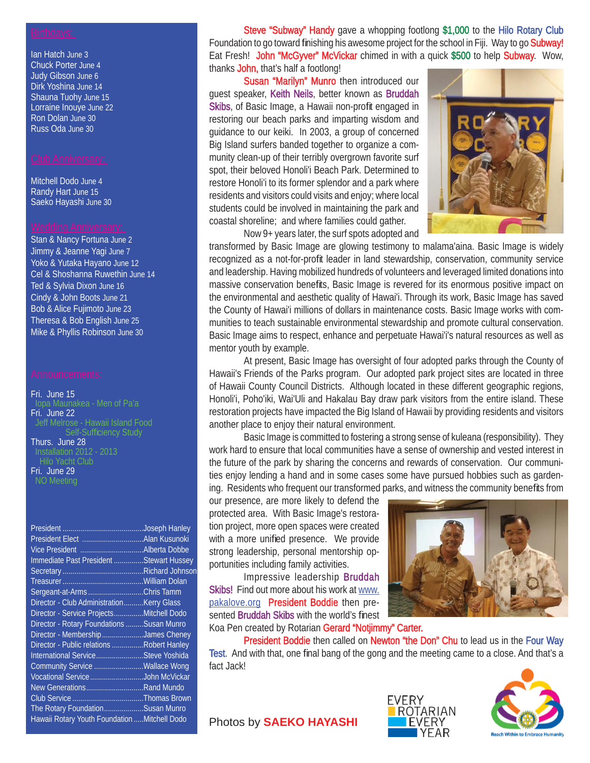## Birthdays:

Ian Hatch June 3
Chuck Porter June 4
Judy Gibson June 6
Dirk Yoshina June 14
Shauna Tuohy June 15
Lorraine Inouye June 22
Ron Dolan June 30
Russ Oda June 30

## Club Anniversary:

Mitchell Dodo June 4
Randy Hart June 15
Saeko Hayashi June 30

## Wedding Anniversary:

Stan & Nancy Fortuna June 2
Jimmy & Jeanne Yagi June 7
Yoko & Yutaka Hayano June 12
Cel & Shoshanna Ruwethin June 14
Ted & Sylvia Dixon June 16
Cindy & John Boots June 21
Bob & Alice Fujimoto June 23
Theresa & Bob English June 25
Mike & Phyllis Robinson June 30

## Announcements:

Fri. June 15
Iopa Maunakea - Men of Pa'a
Fri. June 22
Jeff Melrose - Hawaii Island Food Self-Sufficiency Study
Thurs. June 28
Installation 2012 - 2013
Hilo Yacht Club
Fri. June 29
NO Meeting

| | |
|---|---|
| President | Joseph Hanley |
| President Elect | Alan Kusunoki |
| Vice President | Alberta Dobbe |
| Immediate Past President | Stewart Hussey |
| Secretary | Richard Johnson |
| Treasurer | William Dolan |
| Sergeant-at-Arms | Chris Tamm |
| Director - Club Administration | Kerry Glass |
| Director - Service Projects | Mitchell Dodo |
| Director - Rotary Foundations | Susan Munro |
| Director - Membership | James Cheney |
| Director - Public relations | Robert Hanley |
| International Service | Steve Yoshida |
| Community Service | Wallace Wong |
| Vocational Service | John McVickar |
| New Generations | Rand Mundo |
| Club Service | Thomas Brown |
| The Rotary Foundation | Susan Munro |
| Hawaii Rotary Youth Foundation | Mitchell Dodo |

Steve "Subway" Handy gave a whopping footlong $1,000 to the Hilo Rotary Club Foundation to go toward finishing his awesome project for the school in Fiji. Way to go Subway! Eat Fresh! John "McGyver" McVickar chimed in with a quick $500 to help Subway. Wow, thanks John, that's half a footlong!

Susan "Marilyn" Munro then introduced our guest speaker, Keith Neils, better known as Bruddah Skibs, of Basic Image, a Hawaii non-profit engaged in restoring our beach parks and imparting wisdom and guidance to our keiki. In 2003, a group of concerned Big Island surfers banded together to organize a community clean-up of their terribly overgrown favorite surf spot, their beloved Honoli'i Beach Park. Determined to restore Honoli'i to its former splendor and a park where residents and visitors could visits and enjoy; where local students could be involved in maintaining the park and coastal shoreline; and where families could gather.

Now 9+ years later, the surf spots adopted and transformed by Basic Image are glowing testimony to malama'aina. Basic Image is widely recognized as a not-for-profit leader in land stewardship, conservation, community service and leadership. Having mobilized hundreds of volunteers and leveraged limited donations into massive conservation benefits, Basic Image is revered for its enormous positive impact on the environmental and aesthetic quality of Hawai'i. Through its work, Basic Image has saved the County of Hawai'i millions of dollars in maintenance costs. Basic Image works with communities to teach sustainable environmental stewardship and promote cultural conservation. Basic Image aims to respect, enhance and perpetuate Hawai'i's natural resources as well as mentor youth by example.

At present, Basic Image has oversight of four adopted parks through the County of Hawaii's Friends of the Parks program. Our adopted park project sites are located in three of Hawaii County Council Districts. Although located in these different geographic regions, Honoli'i, Poho'iki, Wai'Uli and Hakalau Bay draw park visitors from the entire island. These restoration projects have impacted the Big Island of Hawaii by providing residents and visitors another place to enjoy their natural environment.

Basic Image is committed to fostering a strong sense of kuleana (responsibility). They work hard to ensure that local communities have a sense of ownership and vested interest in the future of the park by sharing the concerns and rewards of conservation. Our communities enjoy lending a hand and in some cases some have pursued hobbies such as gardening. Residents who frequent our transformed parks, and witness the community benefits from our presence, are more likely to defend the protected area. With Basic Image's restoration project, more open spaces were created with a more unified presence. We provide strong leadership, personal mentorship opportunities including family activities.

Impressive leadership Bruddah Skibs! Find out more about his work at www.pakalove.org President Boddie then presented Bruddah Skibs with the world's finest Koa Pen created by Rotarian Gerard "Notjimmy" Carter.

President Boddie then called on Newton "the Don" Chu to lead us in the Four Way Test. And with that, one final bang of the gong and the meeting came to a close. And that's a fact Jack!

Photos by **SAEKO HAYASHI**

EVERY ROTARIAN EVERY YEAR

Reach Within to Embrace Humanity